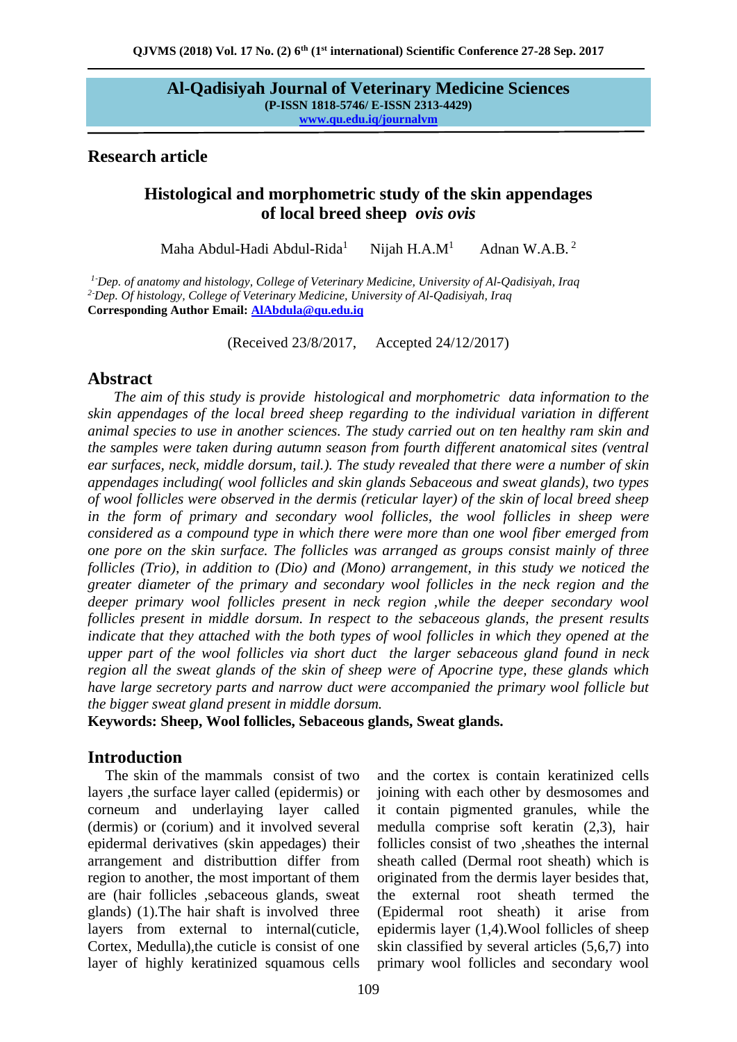**Al-Qadisiyah Journal of Veterinary Medicine Sciences**
**(P-ISSN 1818-5746/ E-ISSN 2313-4429)**
**www.qu.edu.iq/journalvm**

## Research article

# Histological and morphometric study of the skin appendages of local breed sheep *ovis ovis*

Maha Abdul-Hadi Abdul-Rida[1] Nijah H.A.M[1] Adnan W.A.B.[2]

*[1]-Dep. of anatomy and histology, College of Veterinary Medicine, University of Al-Qadisiyah, Iraq*
*[2]-Dep. Of histology, College of Veterinary Medicine, University of Al-Qadisiyah, Iraq*
**Corresponding Author Email: AlAbdula@qu.edu.iq**

(Received 23/8/2017, Accepted 24/12/2017)

## Abstract

*The aim of this study is provide histological and morphometric data information to the skin appendages of the local breed sheep regarding to the individual variation in different animal species to use in another sciences. The study carried out on ten healthy ram skin and the samples were taken during autumn season from fourth different anatomical sites (ventral ear surfaces, neck, middle dorsum, tail.). The study revealed that there were a number of skin appendages including( wool follicles and skin glands Sebaceous and sweat glands), two types of wool follicles were observed in the dermis (reticular layer) of the skin of local breed sheep in the form of primary and secondary wool follicles, the wool follicles in sheep were considered as a compound type in which there were more than one wool fiber emerged from one pore on the skin surface. The follicles was arranged as groups consist mainly of three follicles (Trio), in addition to (Dio) and (Mono) arrangement, in this study we noticed the greater diameter of the primary and secondary wool follicles in the neck region and the deeper primary wool follicles present in neck region ,while the deeper secondary wool follicles present in middle dorsum. In respect to the sebaceous glands, the present results indicate that they attached with the both types of wool follicles in which they opened at the upper part of the wool follicles via short duct the larger sebaceous gland found in neck region all the sweat glands of the skin of sheep were of Apocrine type, these glands which have large secretory parts and narrow duct were accompanied the primary wool follicle but the bigger sweat gland present in middle dorsum.*

**Keywords: Sheep, Wool follicles, Sebaceous glands, Sweat glands.**

## Introduction

The skin of the mammals consist of two layers ,the surface layer called (epidermis) or corneum and underlaying layer called (dermis) or (corium) and it involved several epidermal derivatives (skin appedages) their arrangement and distributtion differ from region to another, the most important of them are (hair follicles ,sebaceous glands, sweat glands) (1).The hair shaft is involved three layers from external to internal(cuticle, Cortex, Medulla),the cuticle is consist of one layer of highly keratinized squamous cells and the cortex is contain keratinized cells joining with each other by desmosomes and it contain pigmented granules, while the medulla comprise soft keratin (2,3), hair follicles consist of two ,sheathes the internal sheath called (Dermal root sheath) which is originated from the dermis layer besides that, the external root sheath termed the (Epidermal root sheath) it arise from epidermis layer (1,4).Wool follicles of sheep skin classified by several articles (5,6,7) into primary wool follicles and secondary wool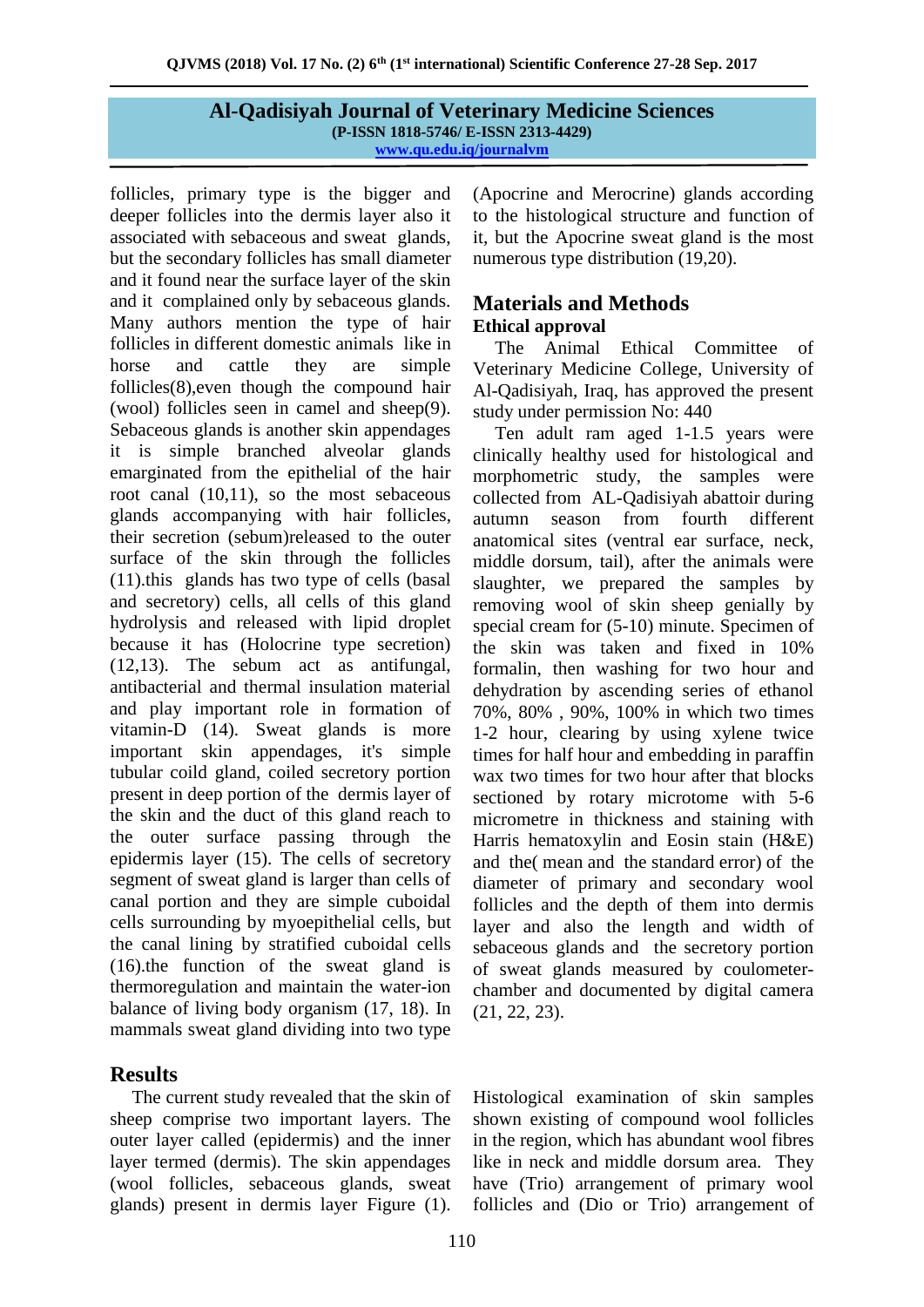follicles, primary type is the bigger and deeper follicles into the dermis layer also it associated with sebaceous and sweat glands, but the secondary follicles has small diameter and it found near the surface layer of the skin and it complained only by sebaceous glands. Many authors mention the type of hair follicles in different domestic animals like in horse and cattle they are simple follicles(8),even though the compound hair (wool) follicles seen in camel and sheep(9). Sebaceous glands is another skin appendages it is simple branched alveolar glands emarginated from the epithelial of the hair root canal (10,11), so the most sebaceous glands accompanying with hair follicles, their secretion (sebum)released to the outer surface of the skin through the follicles (11).this glands has two type of cells (basal and secretory) cells, all cells of this gland hydrolysis and released with lipid droplet because it has (Holocrine type secretion) (12,13). The sebum act as antifungal, antibacterial and thermal insulation material and play important role in formation of vitamin-D (14). Sweat glands is more important skin appendages, it's simple tubular coild gland, coiled secretory portion present in deep portion of the dermis layer of the skin and the duct of this gland reach to the outer surface passing through the epidermis layer (15). The cells of secretory segment of sweat gland is larger than cells of canal portion and they are simple cuboidal cells surrounding by myoepithelial cells, but the canal lining by stratified cuboidal cells (16).the function of the sweat gland is thermoregulation and maintain the water-ion balance of living body organism (17, 18). In mammals sweat gland dividing into two type (Apocrine and Merocrine) glands according to the histological structure and function of it, but the Apocrine sweat gland is the most numerous type distribution (19,20).

## Materials and Methods

### Ethical approval

The Animal Ethical Committee of Veterinary Medicine College, University of Al-Qadisiyah, Iraq, has approved the present study under permission No: 440

Ten adult ram aged 1-1.5 years were clinically healthy used for histological and morphometric study, the samples were collected from AL-Qadisiyah abattoir during autumn season from fourth different anatomical sites (ventral ear surface, neck, middle dorsum, tail), after the animals were slaughter, we prepared the samples by removing wool of skin sheep genially by special cream for (5-10) minute. Specimen of the skin was taken and fixed in 10% formalin, then washing for two hour and dehydration by ascending series of ethanol 70%, 80% , 90%, 100% in which two times 1-2 hour, clearing by using xylene twice times for half hour and embedding in paraffin wax two times for two hour after that blocks sectioned by rotary microtome with 5-6 micrometre in thickness and staining with Harris hematoxylin and Eosin stain (H&E) and the( mean and the standard error) of the diameter of primary and secondary wool follicles and the depth of them into dermis layer and also the length and width of sebaceous glands and the secretory portion of sweat glands measured by coulometer-chamber and documented by digital camera (21, 22, 23).

## Results

The current study revealed that the skin of sheep comprise two important layers. The outer layer called (epidermis) and the inner layer termed (dermis). The skin appendages (wool follicles, sebaceous glands, sweat glands) present in dermis layer Figure (1). Histological examination of skin samples shown existing of compound wool follicles in the region, which has abundant wool fibres like in neck and middle dorsum area. They have (Trio) arrangement of primary wool follicles and (Dio or Trio) arrangement of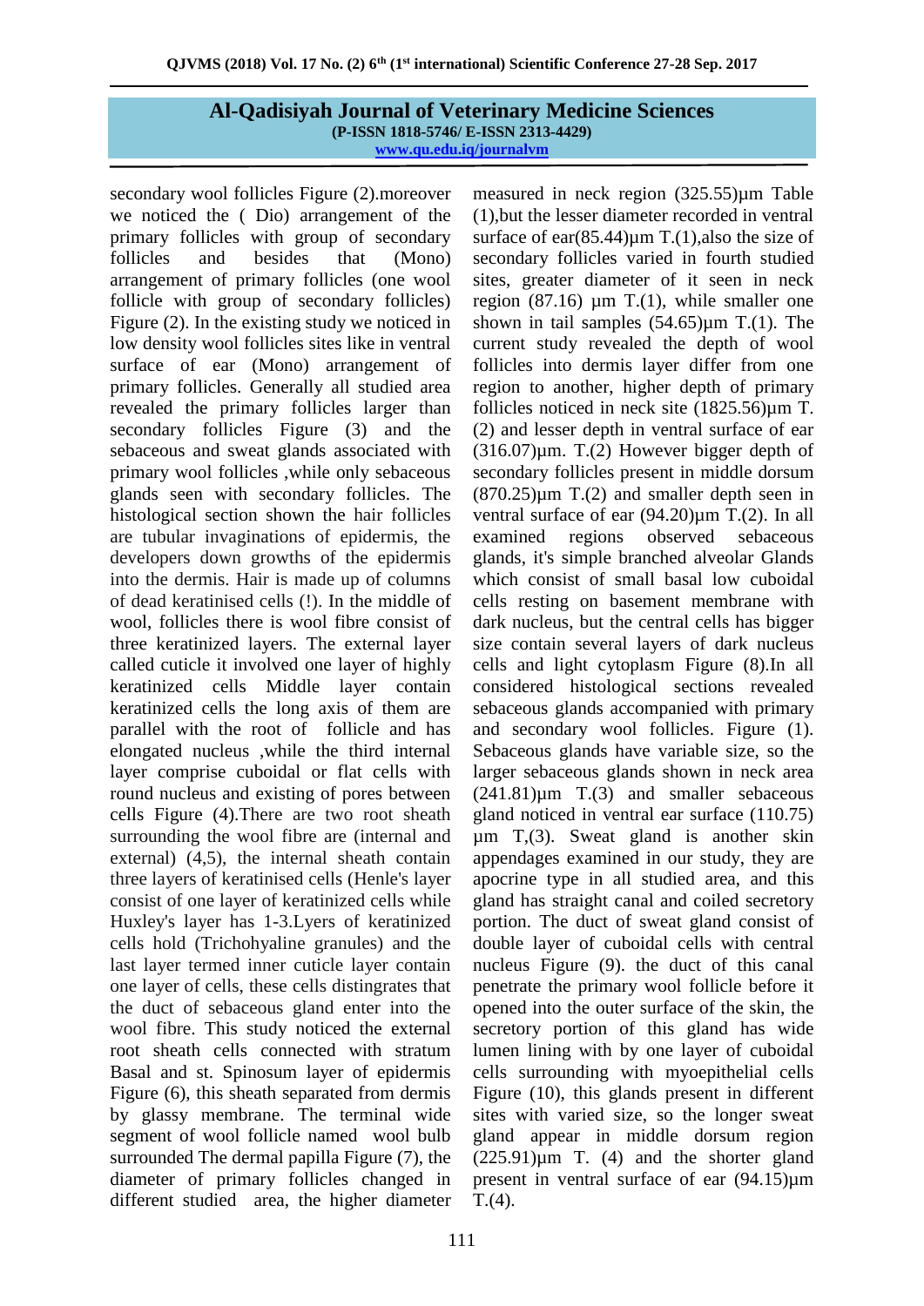secondary wool follicles Figure (2).moreover we noticed the ( Dio) arrangement of the primary follicles with group of secondary follicles and besides that (Mono) arrangement of primary follicles (one wool follicle with group of secondary follicles) Figure (2). In the existing study we noticed in low density wool follicles sites like in ventral surface of ear (Mono) arrangement of primary follicles. Generally all studied area revealed the primary follicles larger than secondary follicles Figure (3) and the sebaceous and sweat glands associated with primary wool follicles ,while only sebaceous glands seen with secondary follicles. The histological section shown the hair follicles are tubular invaginations of epidermis, the developers down growths of the epidermis into the dermis. Hair is made up of columns of dead keratinised cells (!). In the middle of wool, follicles there is wool fibre consist of three keratinized layers. The external layer called cuticle it involved one layer of highly keratinized cells Middle layer contain keratinized cells the long axis of them are parallel with the root of follicle and has elongated nucleus ,while the third internal layer comprise cuboidal or flat cells with round nucleus and existing of pores between cells Figure (4).There are two root sheath surrounding the wool fibre are (internal and external) (4,5), the internal sheath contain three layers of keratinised cells (Henle's layer consist of one layer of keratinized cells while Huxley's layer has 1-3.Lyers of keratinized cells hold (Trichohyaline granules) and the last layer termed inner cuticle layer contain one layer of cells, these cells distingrates that the duct of sebaceous gland enter into the wool fibre. This study noticed the external root sheath cells connected with stratum Basal and st. Spinosum layer of epidermis Figure (6), this sheath separated from dermis by glassy membrane. The terminal wide segment of wool follicle named wool bulb surrounded The dermal papilla Figure (7), the diameter of primary follicles changed in different studied area, the higher diameter measured in neck region (325.55)µm Table (1),but the lesser diameter recorded in ventral surface of ear(85.44)µm T.(1),also the size of secondary follicles varied in fourth studied sites, greater diameter of it seen in neck region (87.16) µm T.(1), while smaller one shown in tail samples (54.65)µm T.(1). The current study revealed the depth of wool follicles into dermis layer differ from one region to another, higher depth of primary follicles noticed in neck site (1825.56)µm T.(2) and lesser depth in ventral surface of ear (316.07)µm. T.(2) However bigger depth of secondary follicles present in middle dorsum (870.25)µm T.(2) and smaller depth seen in ventral surface of ear (94.20)µm T.(2). In all examined regions observed sebaceous glands, it's simple branched alveolar Glands which consist of small basal low cuboidal cells resting on basement membrane with dark nucleus, but the central cells has bigger size contain several layers of dark nucleus cells and light cytoplasm Figure (8).In all considered histological sections revealed sebaceous glands accompanied with primary and secondary wool follicles. Figure (1). Sebaceous glands have variable size, so the larger sebaceous glands shown in neck area (241.81)µm T.(3) and smaller sebaceous gland noticed in ventral ear surface (110.75) µm T,(3). Sweat gland is another skin appendages examined in our study, they are apocrine type in all studied area, and this gland has straight canal and coiled secretory portion. The duct of sweat gland consist of double layer of cuboidal cells with central nucleus Figure (9). the duct of this canal penetrate the primary wool follicle before it opened into the outer surface of the skin, the secretory portion of this gland has wide lumen lining with by one layer of cuboidal cells surrounding with myoepithelial cells Figure (10), this glands present in different sites with varied size, so the longer sweat gland appear in middle dorsum region (225.91)µm T. (4) and the shorter gland present in ventral surface of ear (94.15)µm T.(4).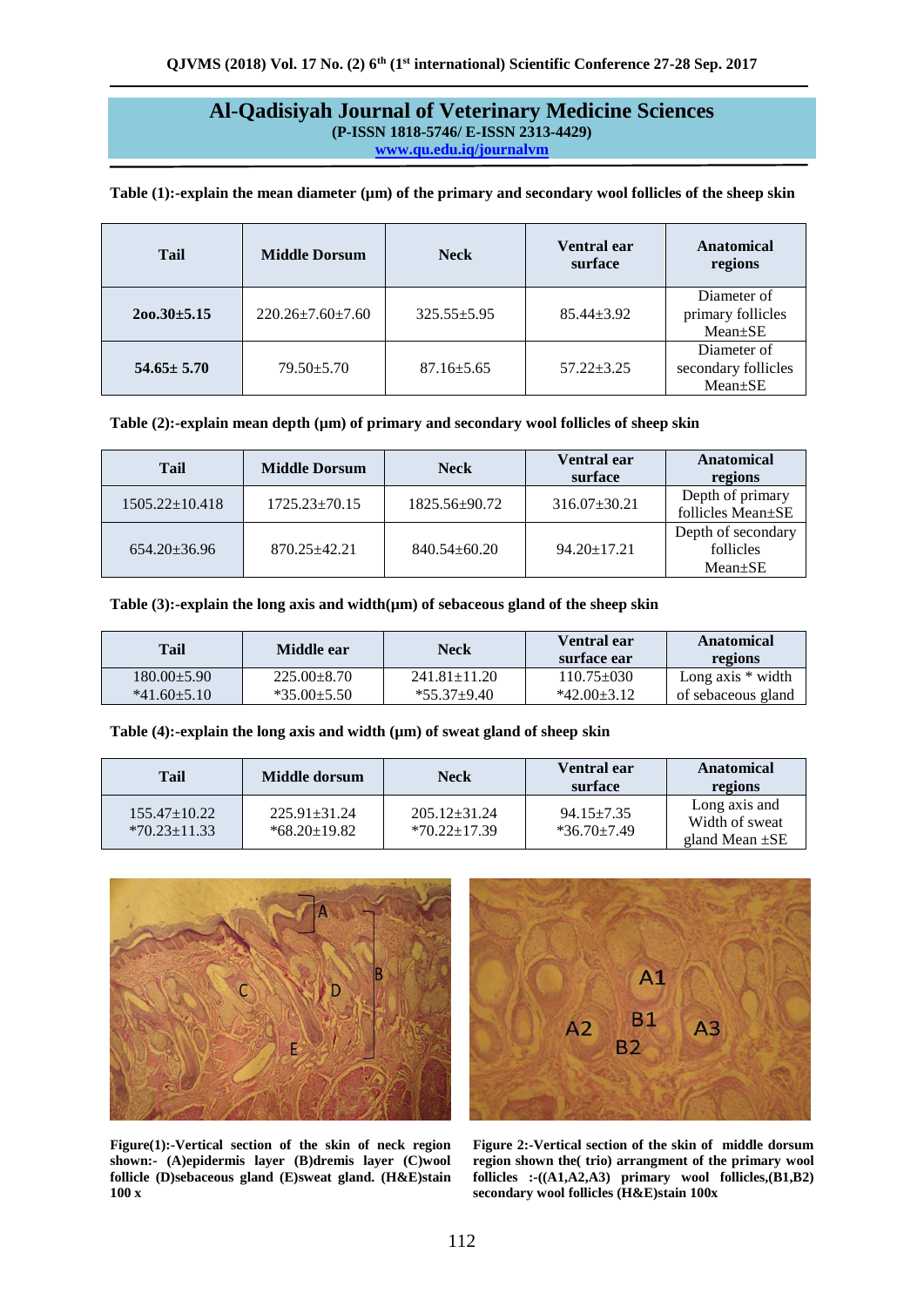Table (1):-explain the mean diameter (µm) of the primary and secondary wool follicles of the sheep skin

| Tail | Middle Dorsum | Neck | Ventral ear surface | Anatomical regions |
|---|---|---|---|---|
| **2oo.30±5.15** | 220.26±7.60±7.60 | 325.55±5.95 | 85.44±3.92 | Diameter of primary follicles Mean±SE |
| **54.65± 5.70** | 79.50±5.70 | 87.16±5.65 | 57.22±3.25 | Diameter of secondary follicles Mean±SE |

Table (2):-explain mean depth (µm) of primary and secondary wool follicles of sheep skin

| Tail | Middle Dorsum | Neck | Ventral ear surface | Anatomical regions |
|---|---|---|---|---|
| 1505.22±10.418 | 1725.23±70.15 | 1825.56±90.72 | 316.07±30.21 | Depth of primary follicles Mean±SE |
| 654.20±36.96 | 870.25±42.21 | 840.54±60.20 | 94.20±17.21 | Depth of secondary follicles Mean±SE |

Table (3):-explain the long axis and width(µm) of sebaceous gland of the sheep skin

| Tail | Middle ear | Neck | Ventral ear surface ear | Anatomical regions |
|---|---|---|---|---|
| 180.00±5.90 *41.60±5.10 | 225.00±8.70 *35.00±5.50 | 241.81±11.20 *55.37±9.40 | 110.75±030 *42.00±3.12 | Long axis * width of sebaceous gland |

Table (4):-explain the long axis and width (µm) of sweat gland of sheep skin

| Tail | Middle dorsum | Neck | Ventral ear surface | Anatomical regions |
|---|---|---|---|---|
| 155.47±10.22 *70.23±11.33 | 225.91±31.24 *68.20±19.82 | 205.12±31.24 *70.22±17.39 | 94.15±7.35 *36.70±7.49 | Long axis and Width of sweat gland Mean ±SE |

**Figure(1):-Vertical section of the skin of neck region shown:- (A)epidermis layer (B)dremis layer (C)wool follicle (D)sebaceous gland (E)sweat gland. (H&E)stain 100 x**

**Figure 2:-Vertical section of the skin of middle dorsum region shown the( trio) arrangment of the primary wool follicles :-((A1,A2,A3) primary wool follicles,(B1,B2) secondary wool follicles (H&E)stain 100x**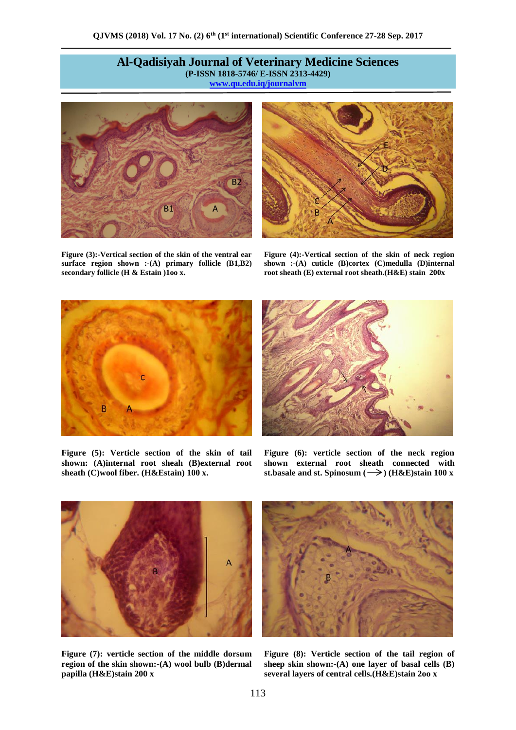**Figure (3):-Vertical section of the skin of the ventral ear surface region shown :-(A) primary follicle (B1,B2) secondary follicle (H & Estain )1oo x.**

**Figure (4):-Vertical section of the skin of neck region shown :-(A) cuticle (B)cortex (C)medulla (D)internal root sheath (E) external root sheath.(H&E) stain 200x**

**Figure (5): Verticle section of the skin of tail shown: (A)internal root sheah (B)external root sheath (C)wool fiber. (H&Estain) 100 x.**

**Figure (6): verticle section of the neck region shown external root sheath connected with st.basale and st. Spinosum (⟶) (H&E)stain 100 x**

**Figure (7): verticle section of the middle dorsum region of the skin shown:-(A) wool bulb (B)dermal papilla (H&E)stain 200 x**

**Figure (8): Verticle section of the tail region of sheep skin shown:-(A) one layer of basal cells (B) several layers of central cells.(H&E)stain 2oo x**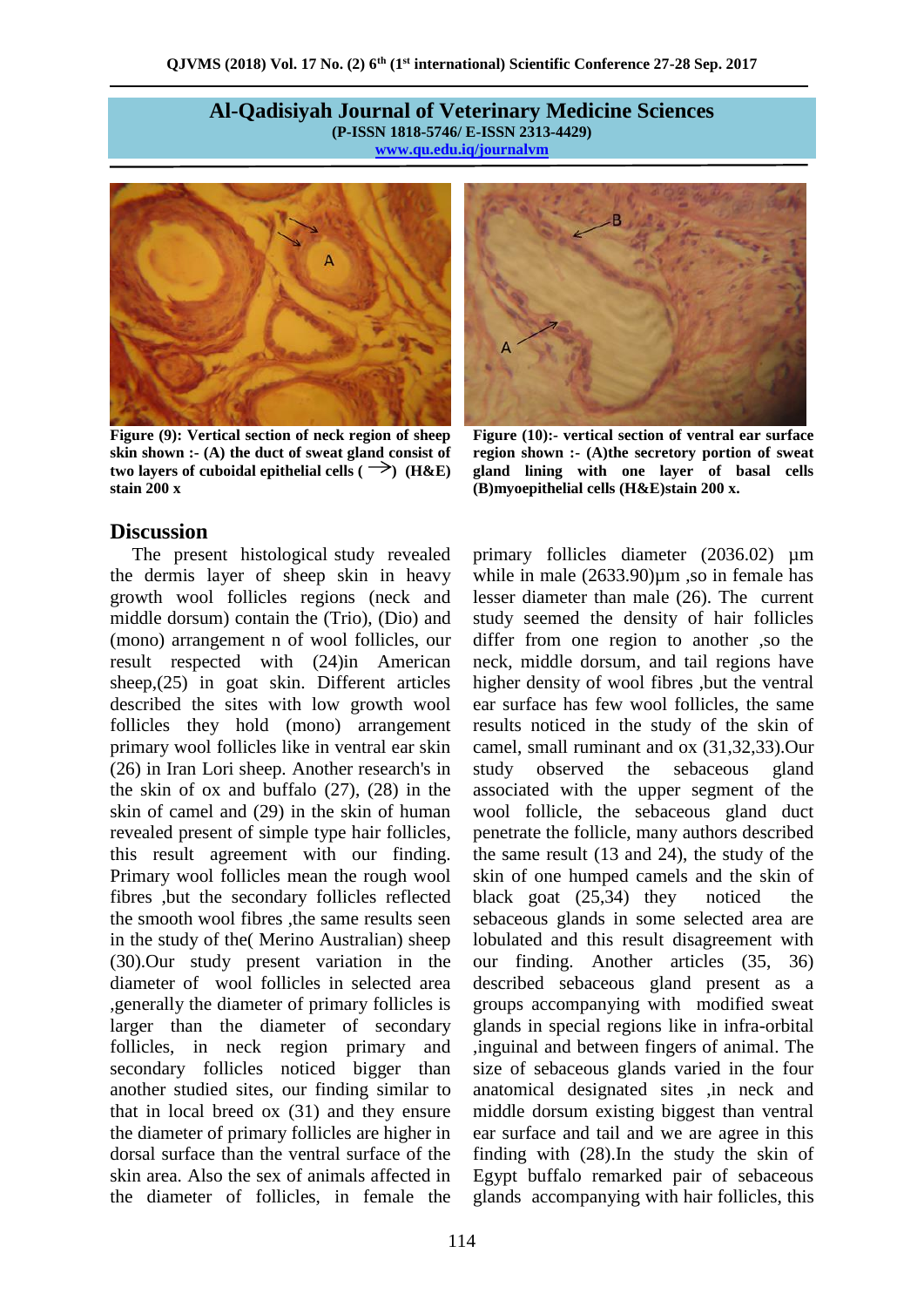**Figure (9): Vertical section of neck region of sheep skin shown :- (A) the duct of sweat gland consist of two layers of cuboidal epithelial cells (→) (H&E) stain 200 x**

**Figure (10):- vertical section of ventral ear surface region shown :- (A)the secretory portion of sweat gland lining with one layer of basal cells (B)myoepithelial cells (H&E)stain 200 x.**

## Discussion

The present histological study revealed the dermis layer of sheep skin in heavy growth wool follicles regions (neck and middle dorsum) contain the (Trio), (Dio) and (mono) arrangement n of wool follicles, our result respected with (24)in American sheep,(25) in goat skin. Different articles described the sites with low growth wool follicles they hold (mono) arrangement primary wool follicles like in ventral ear skin (26) in Iran Lori sheep. Another research's in the skin of ox and buffalo (27), (28) in the skin of camel and (29) in the skin of human revealed present of simple type hair follicles, this result agreement with our finding. Primary wool follicles mean the rough wool fibres ,but the secondary follicles reflected the smooth wool fibres ,the same results seen in the study of the( Merino Australian) sheep (30).Our study present variation in the diameter of wool follicles in selected area ,generally the diameter of primary follicles is larger than the diameter of secondary follicles, in neck region primary and secondary follicles noticed bigger than another studied sites, our finding similar to that in local breed ox (31) and they ensure the diameter of primary follicles are higher in dorsal surface than the ventral surface of the skin area. Also the sex of animals affected in the diameter of follicles, in female the primary follicles diameter (2036.02) µm while in male (2633.90)µm ,so in female has lesser diameter than male (26). The current study seemed the density of hair follicles differ from one region to another ,so the neck, middle dorsum, and tail regions have higher density of wool fibres ,but the ventral ear surface has few wool follicles, the same results noticed in the study of the skin of camel, small ruminant and ox (31,32,33).Our study observed the sebaceous gland associated with the upper segment of the wool follicle, the sebaceous gland duct penetrate the follicle, many authors described the same result (13 and 24), the study of the skin of one humped camels and the skin of black goat (25,34) they noticed the sebaceous glands in some selected area are lobulated and this result disagreement with our finding. Another articles (35, 36) described sebaceous gland present as a groups accompanying with modified sweat glands in special regions like in infra-orbital ,inguinal and between fingers of animal. The size of sebaceous glands varied in the four anatomical designated sites ,in neck and middle dorsum existing biggest than ventral ear surface and tail and we are agree in this finding with (28).In the study the skin of Egypt buffalo remarked pair of sebaceous glands accompanying with hair follicles, this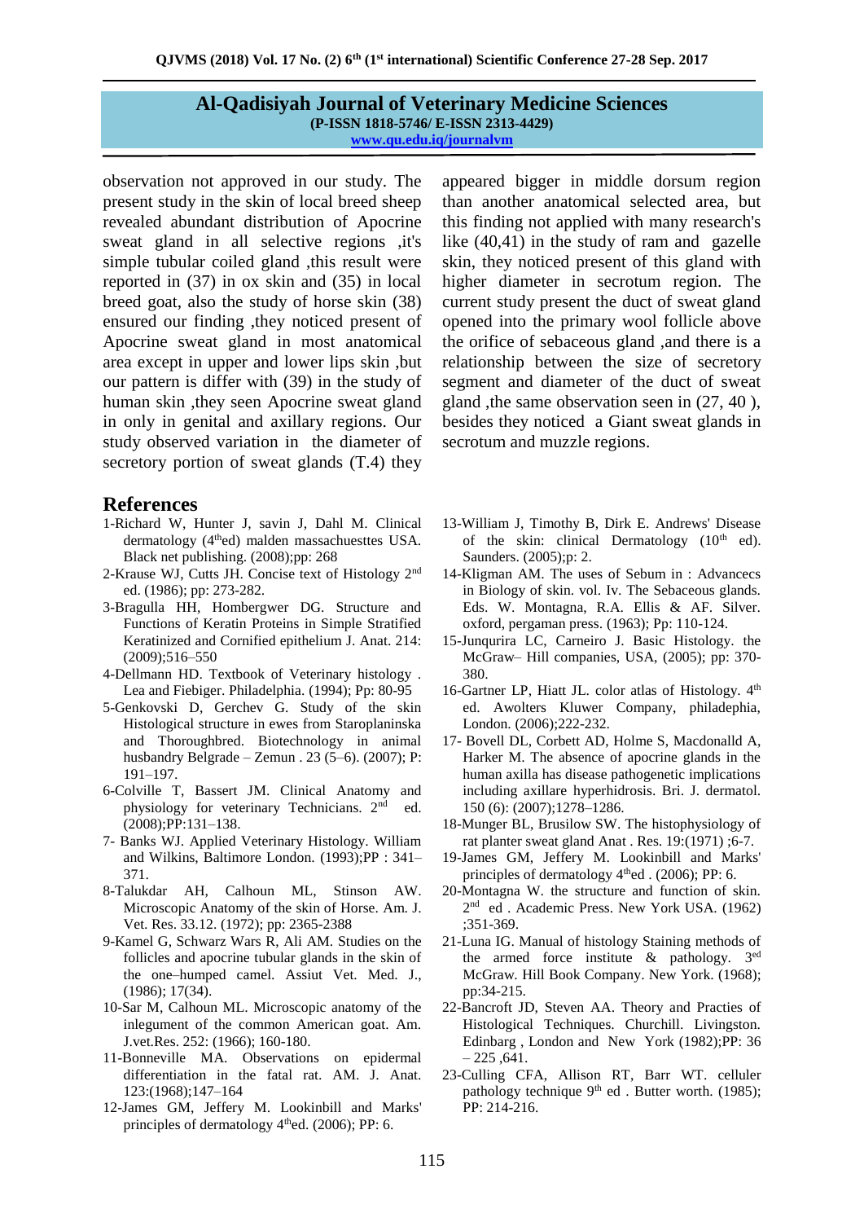observation not approved in our study. The present study in the skin of local breed sheep revealed abundant distribution of Apocrine sweat gland in all selective regions ,it's simple tubular coiled gland ,this result were reported in (37) in ox skin and (35) in local breed goat, also the study of horse skin (38) ensured our finding ,they noticed present of Apocrine sweat gland in most anatomical area except in upper and lower lips skin ,but our pattern is differ with (39) in the study of human skin ,they seen Apocrine sweat gland in only in genital and axillary regions. Our study observed variation in the diameter of secretory portion of sweat glands (T.4) they appeared bigger in middle dorsum region than another anatomical selected area, but this finding not applied with many research's like (40,41) in the study of ram and gazelle skin, they noticed present of this gland with higher diameter in secrotum region. The current study present the duct of sweat gland opened into the primary wool follicle above the orifice of sebaceous gland ,and there is a relationship between the size of secretory segment and diameter of the duct of sweat gland ,the same observation seen in (27, 40 ), besides they noticed a Giant sweat glands in secrotum and muzzle regions.

## References

1-Richard W, Hunter J, savin J, Dahl M. Clinical dermatology (4thed) malden massachuesttes USA. Black net publishing. (2008);pp: 268

2-Krause WJ, Cutts JH. Concise text of Histology 2nd ed. (1986); pp: 273-282.

3-Bragulla HH, Hombergwer DG. Structure and Functions of Keratin Proteins in Simple Stratified Keratinized and Cornified epithelium J. Anat. 214: (2009);516–550

4-Dellmann HD. Textbook of Veterinary histology . Lea and Fiebiger. Philadelphia. (1994); Pp: 80-95

5-Genkovski D, Gerchev G. Study of the skin Histological structure in ewes from Staroplaninska and Thoroughbred. Biotechnology in animal husbandry Belgrade – Zemun . 23 (5–6). (2007); P: 191–197.

6-Colville T, Bassert JM. Clinical Anatomy and physiology for veterinary Technicians. 2nd ed. (2008);PP:131–138.

7- Banks WJ. Applied Veterinary Histology. William and Wilkins, Baltimore London. (1993);PP : 341–371.

8-Talukdar AH, Calhoun ML, Stinson AW. Microscopic Anatomy of the skin of Horse. Am. J. Vet. Res. 33.12. (1972); pp: 2365-2388

9-Kamel G, Schwarz Wars R, Ali AM. Studies on the follicles and apocrine tubular glands in the skin of the one–humped camel. Assiut Vet. Med. J., (1986); 17(34).

10-Sar M, Calhoun ML. Microscopic anatomy of the inlegument of the common American goat. Am. J.vet.Res. 252: (1966); 160-180.

11-Bonneville MA. Observations on epidermal differentiation in the fatal rat. AM. J. Anat. 123:(1968);147–164

12-James GM, Jeffery M. Lookinbill and Marks' principles of dermatology 4thed. (2006); PP: 6.

13-William J, Timothy B, Dirk E. Andrews' Disease of the skin: clinical Dermatology (10th ed). Saunders. (2005);p: 2.

14-Kligman AM. The uses of Sebum in : Advancecs in Biology of skin. vol. Iv. The Sebaceous glands. Eds. W. Montagna, R.A. Ellis & AF. Silver. oxford, pergaman press. (1963); Pp: 110-124.

15-Junqurira LC, Carneiro J. Basic Histology. the McGraw– Hill companies, USA, (2005); pp: 370-380.

16-Gartner LP, Hiatt JL. color atlas of Histology. 4th ed. Awolters Kluwer Company, philadephia, London. (2006);222-232.

17- Bovell DL, Corbett AD, Holme S, Macdonalld A, Harker M. The absence of apocrine glands in the human axilla has disease pathogenetic implications including axillare hyperhidrosis. Bri. J. dermatol. 150 (6): (2007);1278–1286.

18-Munger BL, Brusilow SW. The histophysiology of rat planter sweat gland Anat . Res. 19:(1971) ;6-7.

19-James GM, Jeffery M. Lookinbill and Marks' principles of dermatology 4thed . (2006); PP: 6.

20-Montagna W. the structure and function of skin. 2nd ed . Academic Press. New York USA. (1962) ;351-369.

21-Luna IG. Manual of histology Staining methods of the armed force institute & pathology. 3ed McGraw. Hill Book Company. New York. (1968); pp:34-215.

22-Bancroft JD, Steven AA. Theory and Practies of Histological Techniques. Churchill. Livingston. Edinbarg , London and New York (1982);PP: 36 – 225 ,641.

23-Culling CFA, Allison RT, Barr WT. celluler pathology technique 9th ed . Butter worth. (1985); PP: 214-216.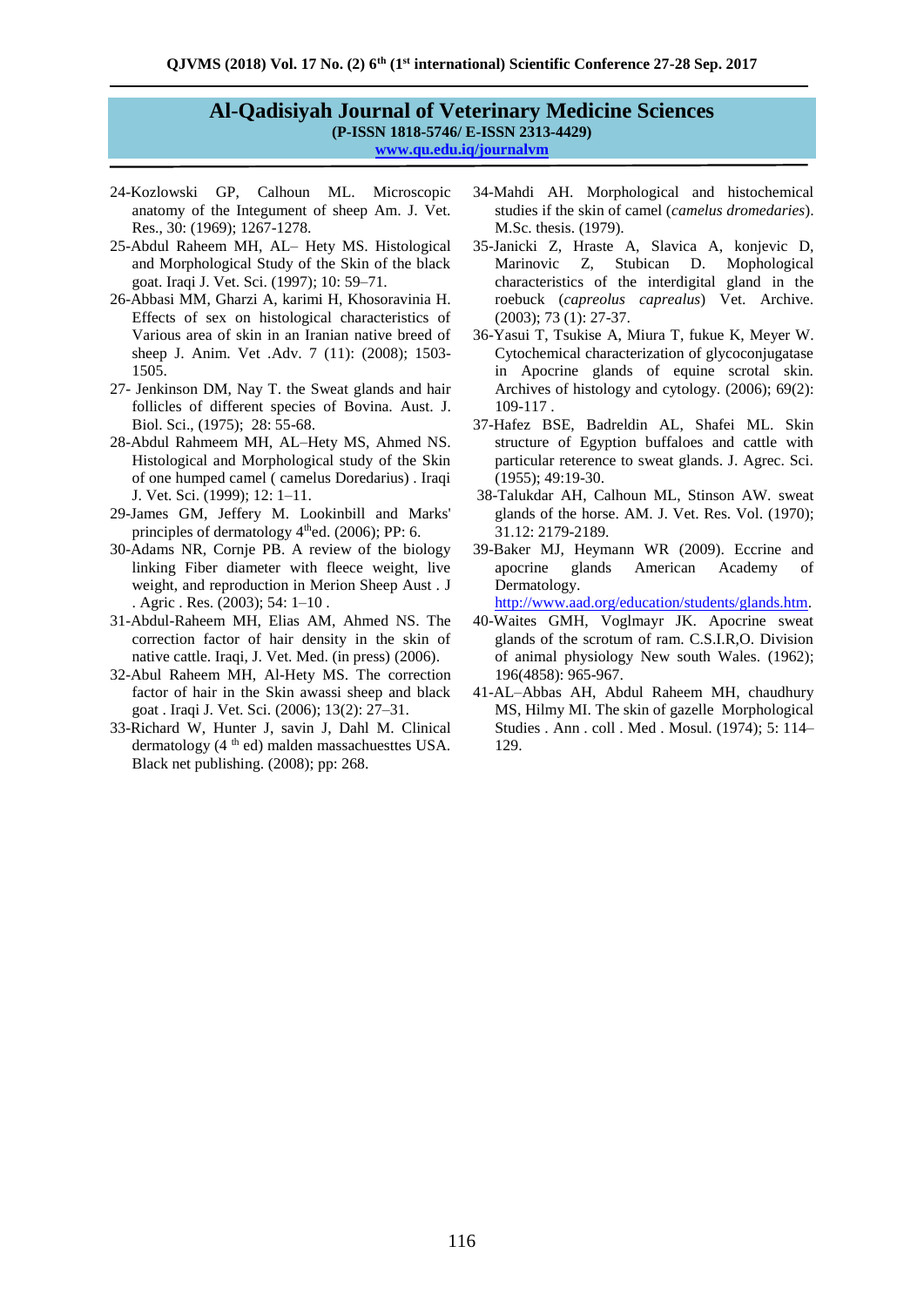24-Kozlowski GP, Calhoun ML. Microscopic anatomy of the Integument of sheep Am. J. Vet. Res., 30: (1969); 1267-1278.

25-Abdul Raheem MH, AL– Hety MS. Histological and Morphological Study of the Skin of the black goat. Iraqi J. Vet. Sci. (1997); 10: 59–71.

26-Abbasi MM, Gharzi A, karimi H, Khosoravinia H. Effects of sex on histological characteristics of Various area of skin in an Iranian native breed of sheep J. Anim. Vet .Adv. 7 (11): (2008); 1503-1505.

27- Jenkinson DM, Nay T. the Sweat glands and hair follicles of different species of Bovina. Aust. J. Biol. Sci., (1975); 28: 55-68.

28-Abdul Rahmeem MH, AL–Hety MS, Ahmed NS. Histological and Morphological study of the Skin of one humped camel ( camelus Doredarius) . Iraqi J. Vet. Sci. (1999); 12: 1–11.

29-James GM, Jeffery M. Lookinbill and Marks' principles of dermatology 4[th]ed. (2006); PP: 6.

30-Adams NR, Cornje PB. A review of the biology linking Fiber diameter with fleece weight, live weight, and reproduction in Merion Sheep Aust . J . Agric . Res. (2003); 54: 1–10 .

31-Abdul-Raheem MH, Elias AM, Ahmed NS. The correction factor of hair density in the skin of native cattle. Iraqi, J. Vet. Med. (in press) (2006).

32-Abul Raheem MH, Al-Hety MS. The correction factor of hair in the Skin awassi sheep and black goat . Iraqi J. Vet. Sci. (2006); 13(2): 27–31.

33-Richard W, Hunter J, savin J, Dahl M. Clinical dermatology (4 [th] ed) malden massachuesttes USA. Black net publishing. (2008); pp: 268.

34-Mahdi AH. Morphological and histochemical studies if the skin of camel (*camelus dromedaries*). M.Sc. thesis. (1979).

35-Janicki Z, Hraste A, Slavica A, konjevic D, Marinovic Z, Stubican D. Mophological characteristics of the interdigital gland in the roebuck (*capreolus caprealus*) Vet. Archive. (2003); 73 (1): 27-37.

36-Yasui T, Tsukise A, Miura T, fukue K, Meyer W. Cytochemical characterization of glycoconjugatase in Apocrine glands of equine scrotal skin. Archives of histology and cytology. (2006); 69(2): 109-117 .

37-Hafez BSE, Badreldin AL, Shafei ML. Skin structure of Egyptian buffaloes and cattle with particular reterence to sweat glands. J. Agrec. Sci. (1955); 49:19-30.

38-Talukdar AH, Calhoun ML, Stinson AW. sweat glands of the horse. AM. J. Vet. Res. Vol. (1970); 31.12: 2179-2189.

39-Baker MJ, Heymann WR (2009). Eccrine and apocrine glands American Academy of Dermatology. http://www.aad.org/education/students/glands.htm.

40-Waites GMH, Voglmayr JK. Apocrine sweat glands of the scrotum of ram. C.S.I.R,O. Division of animal physiology New south Wales. (1962); 196(4858): 965-967.

41-AL–Abbas AH, Abdul Raheem MH, chaudhury MS, Hilmy MI. The skin of gazelle Morphological Studies . Ann . coll . Med . Mosul. (1974); 5: 114–129.